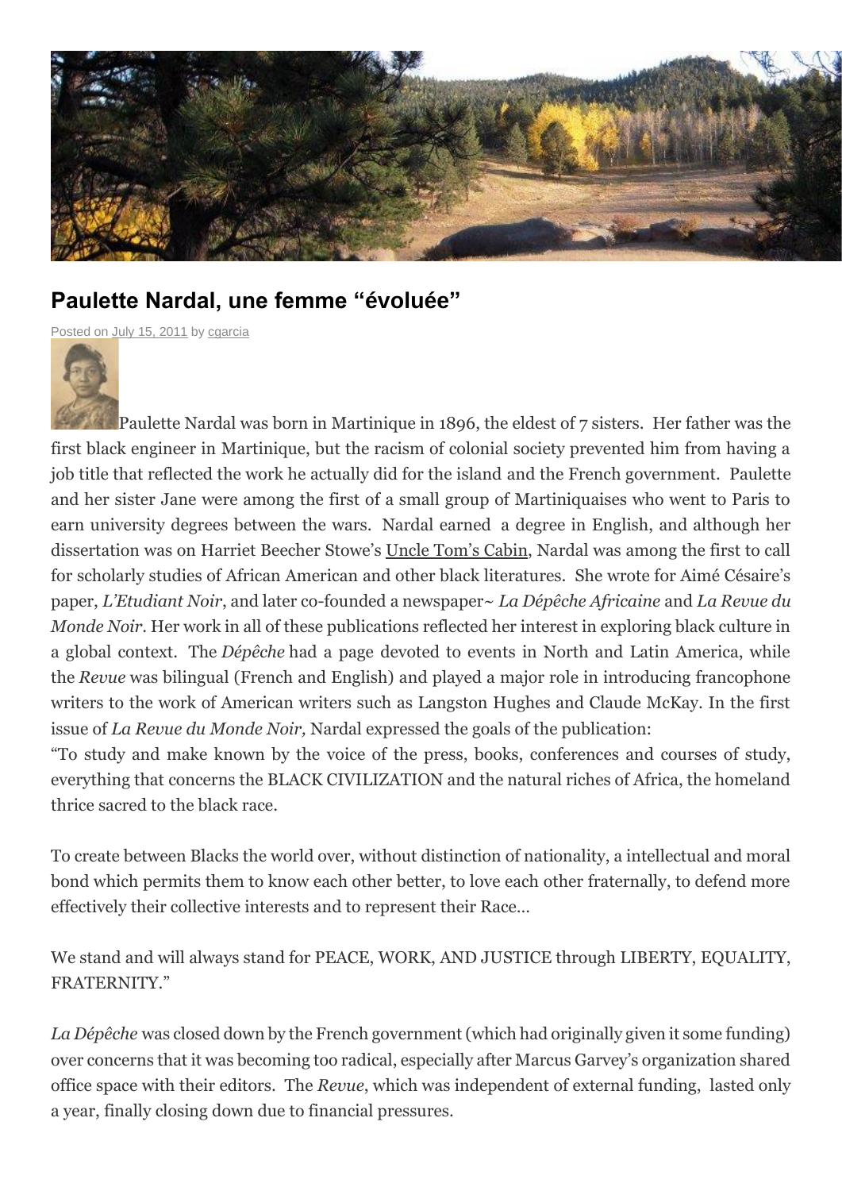# Paulette Nardal, une femme "évoluée"

Posted on July 15, 2011 by cgarcia

Paulette Nardal was born in Martinique in 1896, the eldest of 7 sisters. Her father was the first black engineer in Martinique, but the racism of colonial society prevented him from having a job title that reflected the work he actually did for the island and the French government. Paulette and her sister Jane were among the first of a small group of Martiniquaises who went to Paris to earn university degrees between the wars. Nardal earned a degree in English, and although her dissertation was on Harriet Beecher Stowe's Uncle Tom's Cabin, Nardal was among the first to call for scholarly studies of African American and other black literatures. She wrote for Aimé Césaire's paper, *L'Etudiant Noir*, and later co-founded a newspaper~ *La Dépêche Africaine* and *La Revue du Monde Noir*. Her work in all of these publications reflected her interest in exploring black culture in a global context. The *Dépêche* had a page devoted to events in North and Latin America, while the *Revue* was bilingual (French and English) and played a major role in introducing francophone writers to the work of American writers such as Langston Hughes and Claude McKay. In the first issue of *La Revue du Monde Noir,* Nardal expressed the goals of the publication:

"To study and make known by the voice of the press, books, conferences and courses of study, everything that concerns the BLACK CIVILIZATION and the natural riches of Africa, the homeland thrice sacred to the black race.

To create between Blacks the world over, without distinction of nationality, a intellectual and moral bond which permits them to know each other better, to love each other fraternally, to defend more effectively their collective interests and to represent their Race…

We stand and will always stand for PEACE, WORK, AND JUSTICE through LIBERTY, EQUALITY, FRATERNITY."

*La Dépêche* was closed down by the French government (which had originally given it some funding) over concerns that it was becoming too radical, especially after Marcus Garvey's organization shared office space with their editors. The *Revue*, which was independent of external funding, lasted only a year, finally closing down due to financial pressures.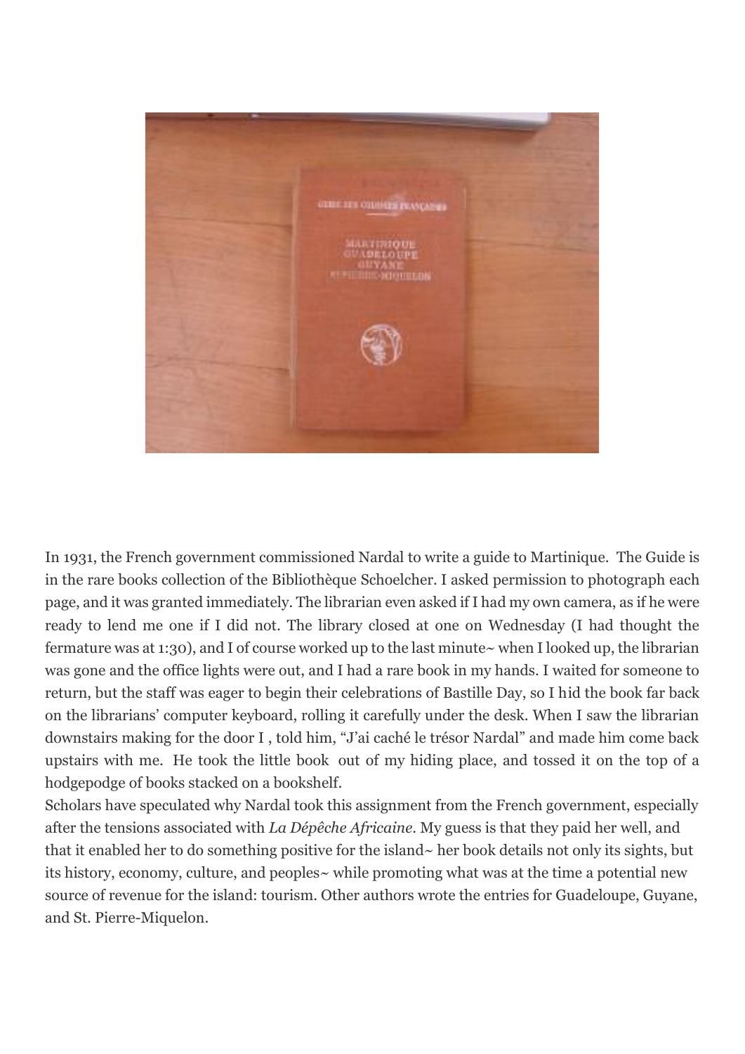In 1931, the French government commissioned Nardal to write a guide to Martinique. The Guide is in the rare books collection of the Bibliothèque Schoelcher. I asked permission to photograph each page, and it was granted immediately. The librarian even asked if I had my own camera, as if he were ready to lend me one if I did not. The library closed at one on Wednesday (I had thought the fermature was at 1:30), and I of course worked up to the last minute~ when I looked up, the librarian was gone and the office lights were out, and I had a rare book in my hands. I waited for someone to return, but the staff was eager to begin their celebrations of Bastille Day, so I hid the book far back on the librarians' computer keyboard, rolling it carefully under the desk. When I saw the librarian downstairs making for the door I , told him, "J'ai caché le trésor Nardal" and made him come back upstairs with me. He took the little book out of my hiding place, and tossed it on the top of a hodgepodge of books stacked on a bookshelf.

Scholars have speculated why Nardal took this assignment from the French government, especially after the tensions associated with *La Dépêche Africaine*. My guess is that they paid her well, and that it enabled her to do something positive for the island~ her book details not only its sights, but its history, economy, culture, and peoples~ while promoting what was at the time a potential new source of revenue for the island: tourism. Other authors wrote the entries for Guadeloupe, Guyane, and St. Pierre-Miquelon.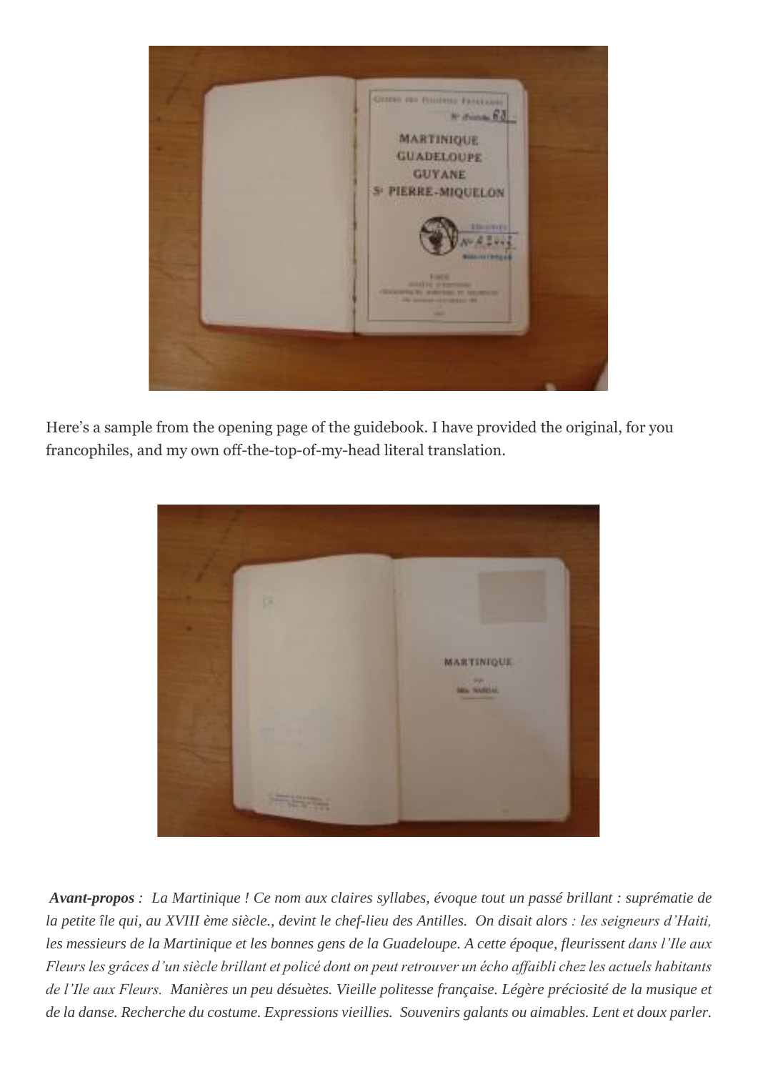Here's a sample from the opening page of the guidebook. I have provided the original, for you francophiles, and my own off-the-top-of-my-head literal translation.

***Avant-propos** : La Martinique ! Ce nom aux claires syllabes, évoque tout un passé brillant : suprématie de la petite île qui, au XVIII ème siècle., devint le chef-lieu des Antilles. On disait alors : les seigneurs d'Haiti, les messieurs de la Martinique et les bonnes gens de la Guadeloupe. A cette époque, fleurissent dans l'Ile aux Fleurs les grâces d'un siècle brillant et policé dont on peut retrouver un écho affaibli chez les actuels habitants de l'Ile aux Fleurs. Manières un peu désuètes. Vieille politesse française. Légère préciosité de la musique et de la danse. Recherche du costume. Expressions vieillies. Souvenirs galants ou aimables. Lent et doux parler.*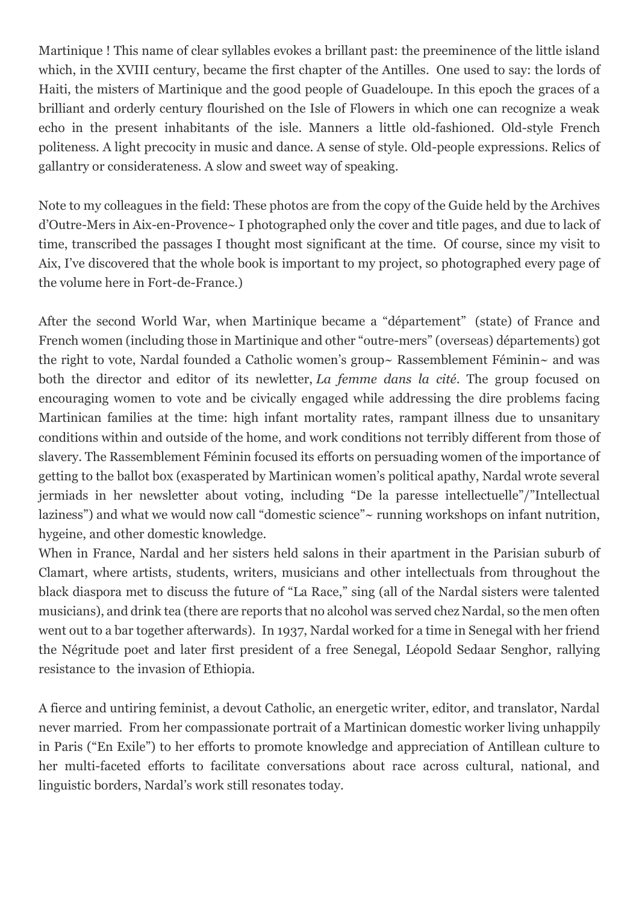Martinique ! This name of clear syllables evokes a brillant past: the preeminence of the little island which, in the XVIII century, became the first chapter of the Antilles. One used to say: the lords of Haiti, the misters of Martinique and the good people of Guadeloupe. In this epoch the graces of a brilliant and orderly century flourished on the Isle of Flowers in which one can recognize a weak echo in the present inhabitants of the isle. Manners a little old-fashioned. Old-style French politeness. A light precocity in music and dance. A sense of style. Old-people expressions. Relics of gallantry or considerateness. A slow and sweet way of speaking.

Note to my colleagues in the field: These photos are from the copy of the Guide held by the Archives d'Outre-Mers in Aix-en-Provence~ I photographed only the cover and title pages, and due to lack of time, transcribed the passages I thought most significant at the time. Of course, since my visit to Aix, I've discovered that the whole book is important to my project, so photographed every page of the volume here in Fort-de-France.)

After the second World War, when Martinique became a "département" (state) of France and French women (including those in Martinique and other "outre-mers" (overseas) départements) got the right to vote, Nardal founded a Catholic women's group~ Rassemblement Féminin~ and was both the director and editor of its newletter, *La femme dans la cité*. The group focused on encouraging women to vote and be civically engaged while addressing the dire problems facing Martinican families at the time: high infant mortality rates, rampant illness due to unsanitary conditions within and outside of the home, and work conditions not terribly different from those of slavery. The Rassemblement Féminin focused its efforts on persuading women of the importance of getting to the ballot box (exasperated by Martinican women's political apathy, Nardal wrote several jermiads in her newsletter about voting, including "De la paresse intellectuelle"/"Intellectual laziness") and what we would now call "domestic science"~ running workshops on infant nutrition, hygeine, and other domestic knowledge.

When in France, Nardal and her sisters held salons in their apartment in the Parisian suburb of Clamart, where artists, students, writers, musicians and other intellectuals from throughout the black diaspora met to discuss the future of "La Race," sing (all of the Nardal sisters were talented musicians), and drink tea (there are reports that no alcohol was served chez Nardal, so the men often went out to a bar together afterwards). In 1937, Nardal worked for a time in Senegal with her friend the Négritude poet and later first president of a free Senegal, Léopold Sedaar Senghor, rallying resistance to the invasion of Ethiopia.

A fierce and untiring feminist, a devout Catholic, an energetic writer, editor, and translator, Nardal never married. From her compassionate portrait of a Martinican domestic worker living unhappily in Paris ("En Exile") to her efforts to promote knowledge and appreciation of Antillean culture to her multi-faceted efforts to facilitate conversations about race across cultural, national, and linguistic borders, Nardal's work still resonates today.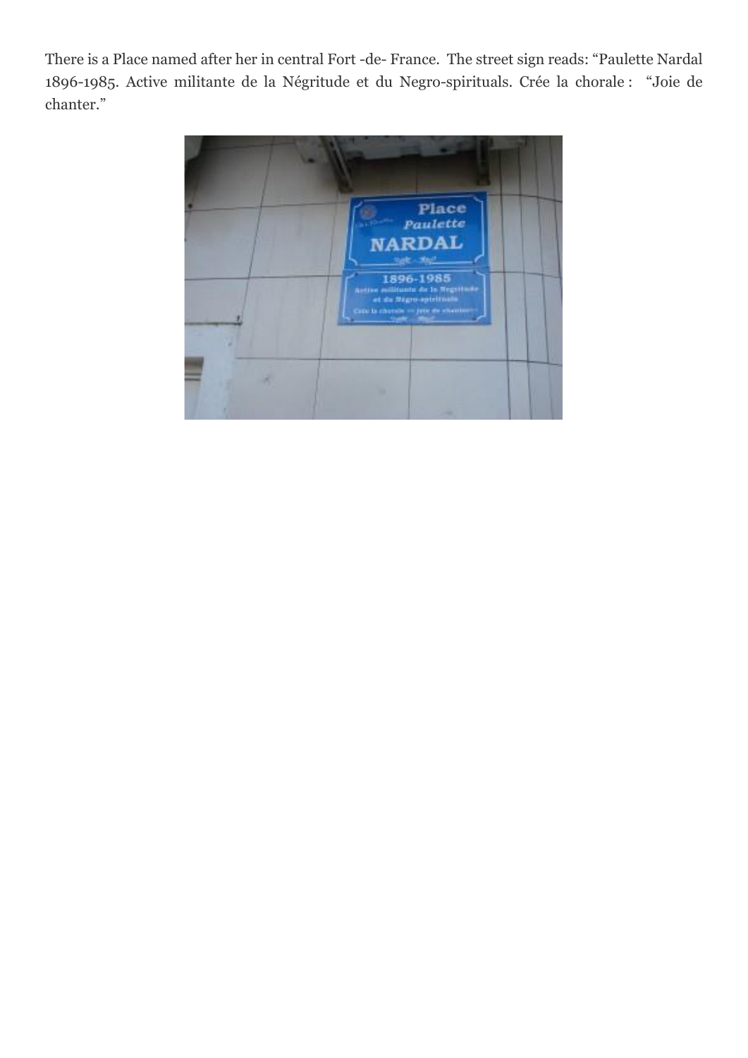There is a Place named after her in central Fort -de- France. The street sign reads: "Paulette Nardal 1896-1985. Active militante de la Négritude et du Negro-spirituals. Crée la chorale : "Joie de chanter."